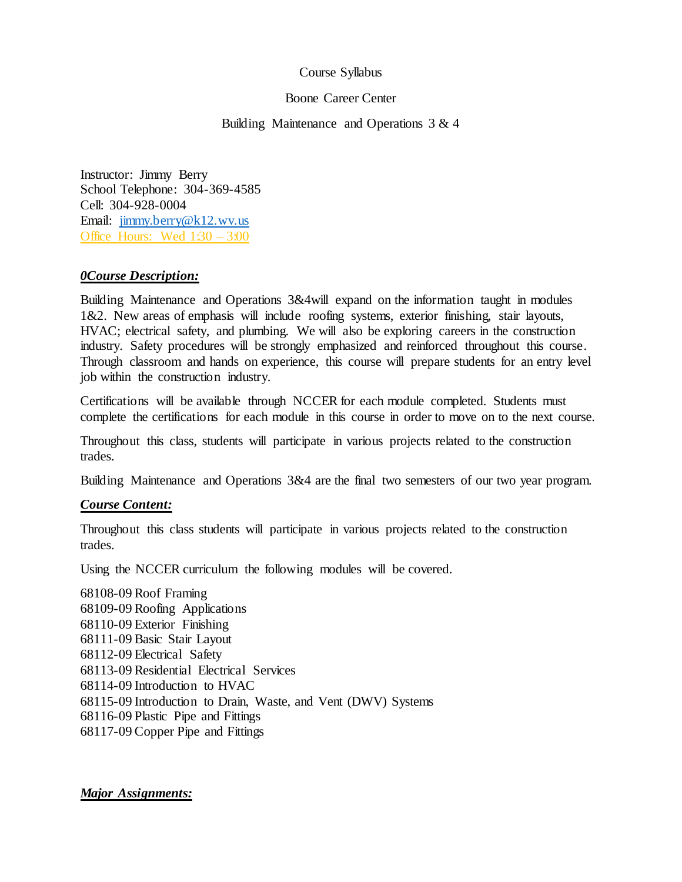Course Syllabus

Boone Career Center

Building Maintenance and Operations 3 & 4

Instructor: Jimmy Berry
School Telephone: 304-369-4585
Cell: 304-928-0004
Email: jimmy.berry@k12.wv.us
Office Hours: Wed 1:30 – 3:00

***0Course Description:***

Building Maintenance and Operations 3&4will expand on the information taught in modules 1&2. New areas of emphasis will include roofing systems, exterior finishing, stair layouts, HVAC; electrical safety, and plumbing. We will also be exploring careers in the construction industry. Safety procedures will be strongly emphasized and reinforced throughout this course. Through classroom and hands on experience, this course will prepare students for an entry level job within the construction industry.

Certifications will be available through NCCER for each module completed. Students must complete the certifications for each module in this course in order to move on to the next course.

Throughout this class, students will participate in various projects related to the construction trades.

Building Maintenance and Operations 3&4 are the final two semesters of our two year program.

***Course Content:***

Throughout this class students will participate in various projects related to the construction trades.

Using the NCCER curriculum the following modules will be covered.

68108-09 Roof Framing
68109-09 Roofing Applications
68110-09 Exterior Finishing
68111-09 Basic Stair Layout
68112-09 Electrical Safety
68113-09 Residential Electrical Services
68114-09 Introduction to HVAC
68115-09 Introduction to Drain, Waste, and Vent (DWV) Systems
68116-09 Plastic Pipe and Fittings
68117-09 Copper Pipe and Fittings

***Major Assignments:***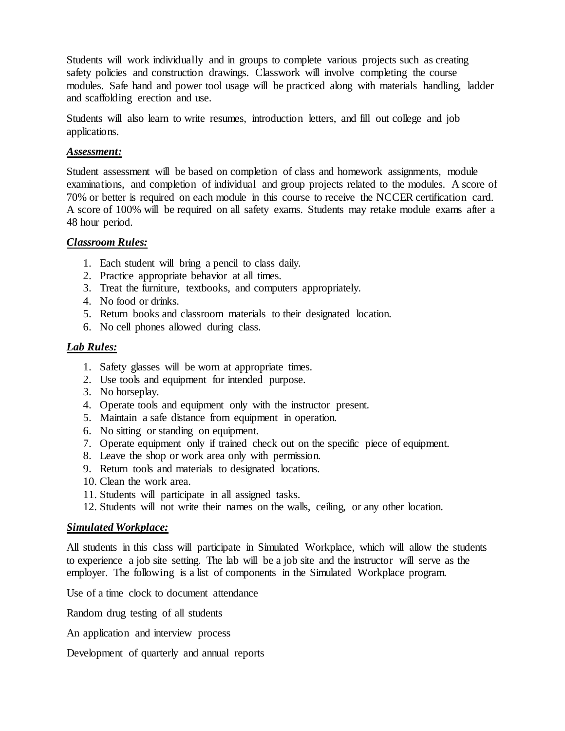Students will work individually and in groups to complete various projects such as creating safety policies and construction drawings. Classwork will involve completing the course modules. Safe hand and power tool usage will be practiced along with materials handling, ladder and scaffolding erection and use.

Students will also learn to write resumes, introduction letters, and fill out college and job applications.

***Assessment:***

Student assessment will be based on completion of class and homework assignments, module examinations, and completion of individual and group projects related to the modules. A score of 70% or better is required on each module in this course to receive the NCCER certification card. A score of 100% will be required on all safety exams. Students may retake module exams after a 48 hour period.

***Classroom Rules:***

1. Each student will bring a pencil to class daily.
2. Practice appropriate behavior at all times.
3. Treat the furniture, textbooks, and computers appropriately.
4. No food or drinks.
5. Return books and classroom materials to their designated location.
6. No cell phones allowed during class.

***Lab Rules:***

1. Safety glasses will be worn at appropriate times.
2. Use tools and equipment for intended purpose.
3. No horseplay.
4. Operate tools and equipment only with the instructor present.
5. Maintain a safe distance from equipment in operation.
6. No sitting or standing on equipment.
7. Operate equipment only if trained check out on the specific piece of equipment.
8. Leave the shop or work area only with permission.
9. Return tools and materials to designated locations.
10. Clean the work area.
11. Students will participate in all assigned tasks.
12. Students will not write their names on the walls, ceiling, or any other location.

***Simulated Workplace:***

All students in this class will participate in Simulated Workplace, which will allow the students to experience a job site setting. The lab will be a job site and the instructor will serve as the employer. The following is a list of components in the Simulated Workplace program.

Use of a time clock to document attendance

Random drug testing of all students

An application and interview process

Development of quarterly and annual reports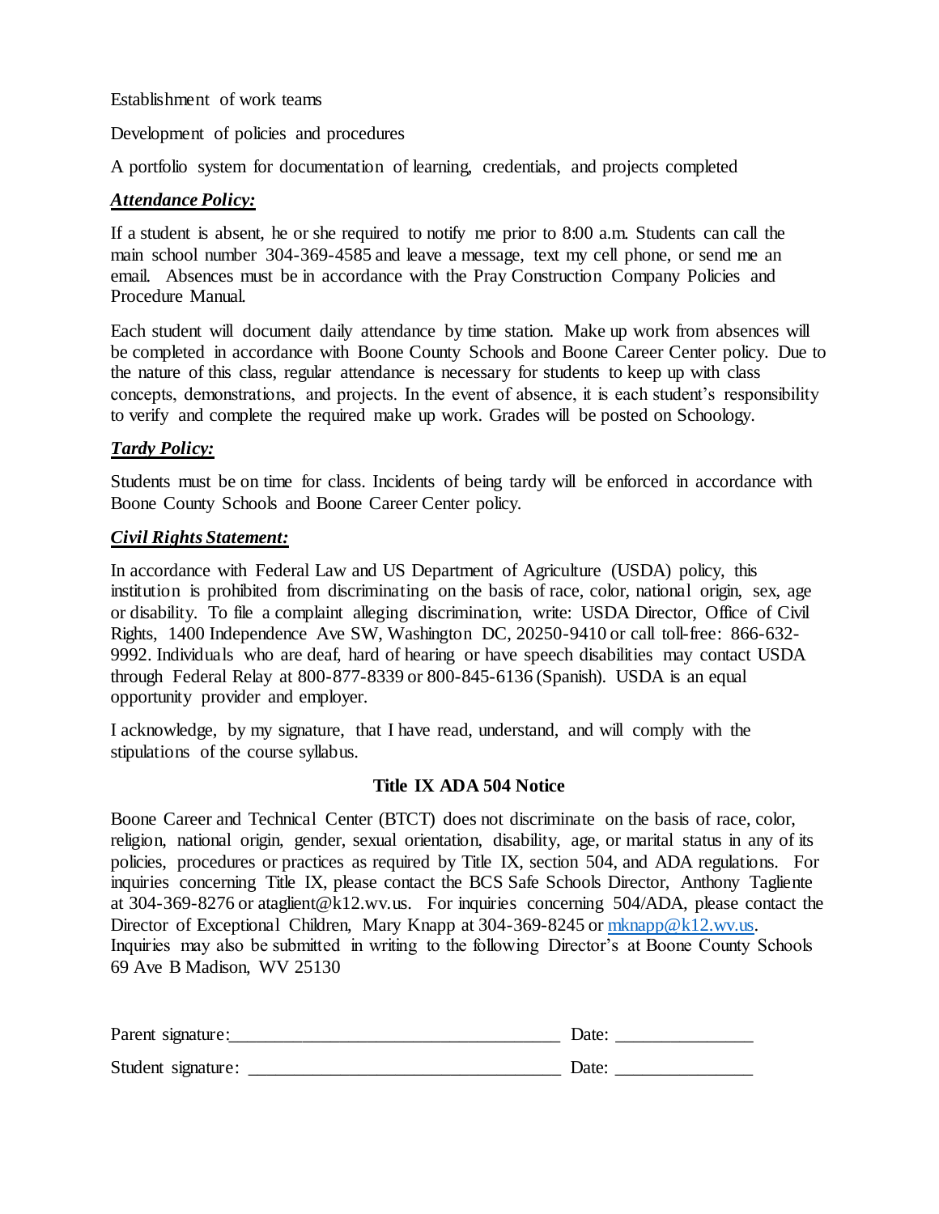Establishment of work teams

Development of policies and procedures

A portfolio system for documentation of learning, credentials, and projects completed

***Attendance Policy:***

If a student is absent, he or she required to notify me prior to 8:00 a.m. Students can call the main school number 304-369-4585 and leave a message, text my cell phone, or send me an email. Absences must be in accordance with the Pray Construction Company Policies and Procedure Manual.

Each student will document daily attendance by time station. Make up work from absences will be completed in accordance with Boone County Schools and Boone Career Center policy. Due to the nature of this class, regular attendance is necessary for students to keep up with class concepts, demonstrations, and projects. In the event of absence, it is each student's responsibility to verify and complete the required make up work. Grades will be posted on Schoology.

***Tardy Policy:***

Students must be on time for class. Incidents of being tardy will be enforced in accordance with Boone County Schools and Boone Career Center policy.

***Civil Rights Statement:***

In accordance with Federal Law and US Department of Agriculture (USDA) policy, this institution is prohibited from discriminating on the basis of race, color, national origin, sex, age or disability. To file a complaint alleging discrimination, write: USDA Director, Office of Civil Rights, 1400 Independence Ave SW, Washington DC, 20250-9410 or call toll-free: 866-632-9992. Individuals who are deaf, hard of hearing or have speech disabilities may contact USDA through Federal Relay at 800-877-8339 or 800-845-6136 (Spanish). USDA is an equal opportunity provider and employer.

I acknowledge, by my signature, that I have read, understand, and will comply with the stipulations of the course syllabus.

**Title IX ADA 504 Notice**

Boone Career and Technical Center (BTCT) does not discriminate on the basis of race, color, religion, national origin, gender, sexual orientation, disability, age, or marital status in any of its policies, procedures or practices as required by Title IX, section 504, and ADA regulations. For inquiries concerning Title IX, please contact the BCS Safe Schools Director, Anthony Tagliente at 304-369-8276 or ataglient@k12.wv.us. For inquiries concerning 504/ADA, please contact the Director of Exceptional Children, Mary Knapp at 304-369-8245 or mknapp@k12.wv.us. Inquiries may also be submitted in writing to the following Director's at Boone County Schools 69 Ave B Madison, WV 25130

Parent signature:___________________________________ Date: _______________

Student signature: __________________________________ Date: _______________